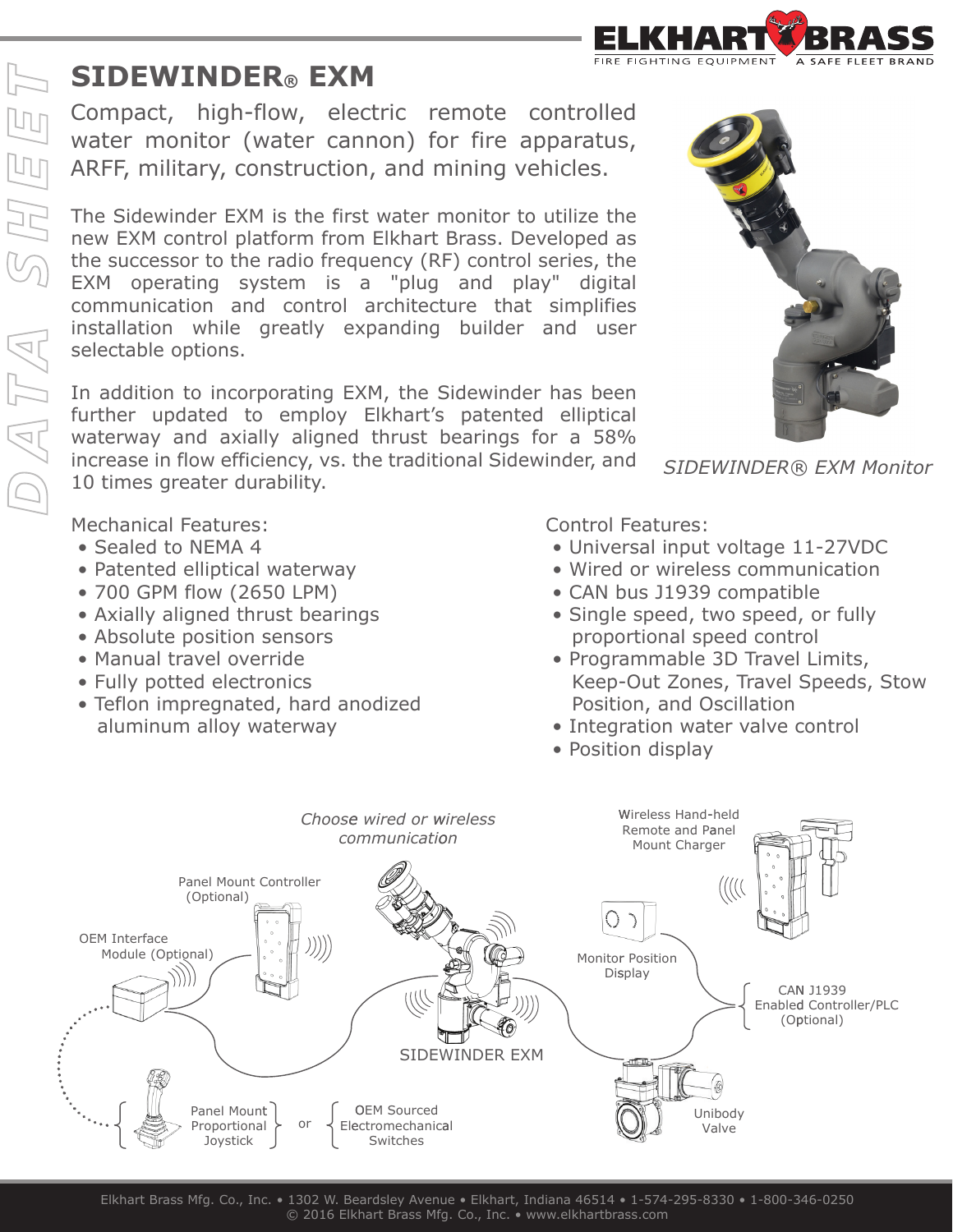# SIDEWINDER® EXM

Compact, high-flow, electric remote controlled water monitor (water cannon) for fire apparatus, ARFF, military, construction, and mining vehicles.

The Sidewinder EXM is the first water monitor to utilize the new EXM control platform from Elkhart Brass. Developed as the successor to the radio frequency (RF) control series, the EXM operating system is a "plug and play" digital communication and control architecture that simplifies installation while greatly expanding builder and user selectable options.

In addition to incorporating EXM, the Sidewinder has been further updated to employ Elkhart's patented elliptical waterway and axially aligned thrust bearings for a 58% increase in flow efficiency, vs. the traditional Sidewinder, and 10 times greater durability.

*SIDEWINDER® EXM Monitor*

Mechanical Features:

- Sealed to NEMA 4
- Patented elliptical waterway
- 700 GPM flow (2650 LPM)
- Axially aligned thrust bearings
- Absolute position sensors
- Manual travel override
- Fully potted electronics
- Teflon impregnated, hard anodized aluminum alloy waterway

Control Features:

- Universal input voltage 11-27VDC
- Wired or wireless communication
- CAN bus J1939 compatible
- Single speed, two speed, or fully proportional speed control
- Programmable 3D Travel Limits, Keep-Out Zones, Travel Speeds, Stow Position, and Oscillation
- Integration water valve control
- Position display

*Choose wired or wireless communication*

Panel Mount Controller (Optional)

OEM Interface Module (Optional)

Panel Mount Proportional Joystick or OEM Sourced Electromechanical Switches

SIDEWINDER EXM

Wireless Hand-held Remote and Panel Mount Charger

Monitor Position Display

CAN J1939 Enabled Controller/PLC (Optional)

Unibody Valve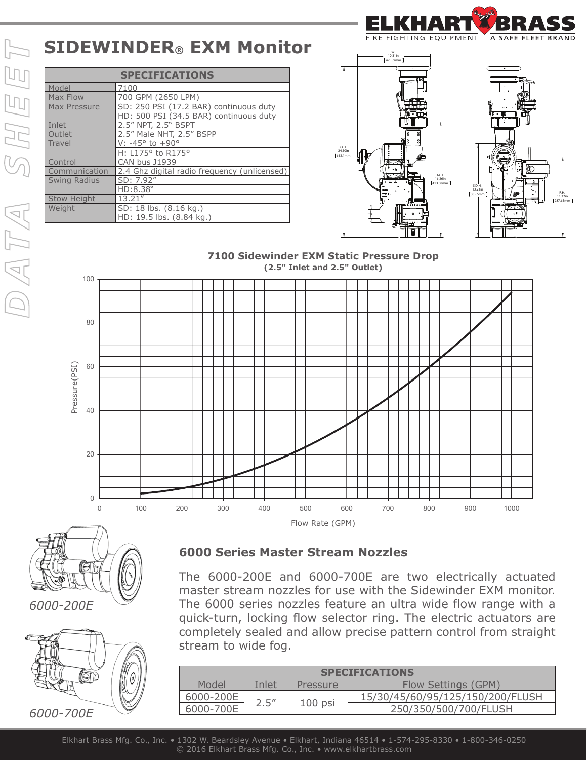# SIDEWINDER® EXM Monitor

| SPECIFICATIONS | |
|---|---|
| Model | 7100 |
| Max Flow | 700 GPM (2650 LPM) |
| Max Pressure | SD: 250 PSI (17.2 BAR) continuous duty |
| | HD: 500 PSI (34.5 BAR) continuous duty |
| Inlet | 2.5" NPT, 2.5" BSPT |
| Outlet | 2.5" Male NHT, 2.5" BSPP |
| Travel | V: -45° to +90° |
| | H: L175° to R175° |
| Control | CAN bus J1939 |
| Communication | 2.4 Ghz digital radio frequency (unlicensed) |
| Swing Radius | SD: 7.92" |
| | HD:8.38" |
| Stow Height | 13.21" |
| Weight | SD: 18 lbs. (8.16 kg.) |
| | HD: 19.5 lbs. (8.84 kg.) |

W.
10.31in
[261.89mm]

O.H.
24.10in
[612.1mm]

M.H.
16.26in
[413.08mm]

S.D.H.
13.21in
[335.5mm]

P.H.
11.32in
[287.65mm]

**7100 Sidewinder EXM Static Pressure Drop**
**(2.5" Inlet and 2.5" Outlet)**

Pressure(PSI)

0
20
40
60
80
100

Flow Rate (GPM)

0
100
200
300
400
500
600
700
800
900
1000

## 6000 Series Master Stream Nozzles

*6000-200E*

*6000-700E*

The 6000-200E and 6000-700E are two electrically actuated master stream nozzles for use with the Sidewinder EXM monitor. The 6000 series nozzles feature an ultra wide flow range with a quick-turn, locking flow selector ring. The electric actuators are completely sealed and allow precise pattern control from straight stream to wide fog.

| SPECIFICATIONS | | | |
|---|---|---|---|
| Model | Inlet | Pressure | Flow Settings (GPM) |
| 6000-200E | 2.5" | 100 psi | 15/30/45/60/95/125/150/200/FLUSH |
| 6000-700E | | | 250/350/500/700/FLUSH |

Elkhart Brass Mfg. Co., Inc. • 1302 W. Beardsley Avenue • Elkhart, Indiana 46514 • 1-574-295-8330 • 1-800-346-0250
© 2016 Elkhart Brass Mfg. Co., Inc. • www.elkhartbrass.com